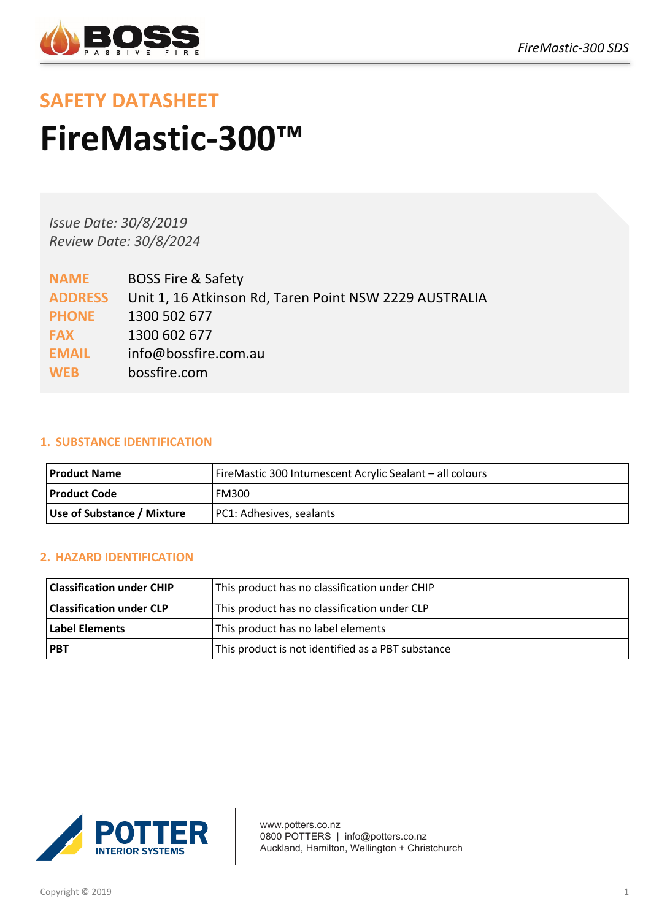## SAFETY DATASHEET

# FireMastic-300™

*Issue Date: 30/8/2019*
*Review Date: 30/8/2024*

**NAME** BOSS Fire & Safety
**ADDRESS** Unit 1, 16 Atkinson Rd, Taren Point NSW 2229 AUSTRALIA
**PHONE** 1300 502 677
**FAX** 1300 602 677
**EMAIL** info@bossfire.com.au
**WEB** bossfire.com

### 1. SUBSTANCE IDENTIFICATION

| | |
|---|---|
| **Product Name** | FireMastic 300 Intumescent Acrylic Sealant – all colours |
| **Product Code** | FM300 |
| **Use of Substance / Mixture** | PC1: Adhesives, sealants |

### 2. HAZARD IDENTIFICATION

| | |
|---|---|
| **Classification under CHIP** | This product has no classification under CHIP |
| **Classification under CLP** | This product has no classification under CLP |
| **Label Elements** | This product has no label elements |
| **PBT** | This product is not identified as a PBT substance |

www.potters.co.nz
0800 POTTERS | info@potters.co.nz
Auckland, Hamilton, Wellington + Christchurch

Copyright © 2019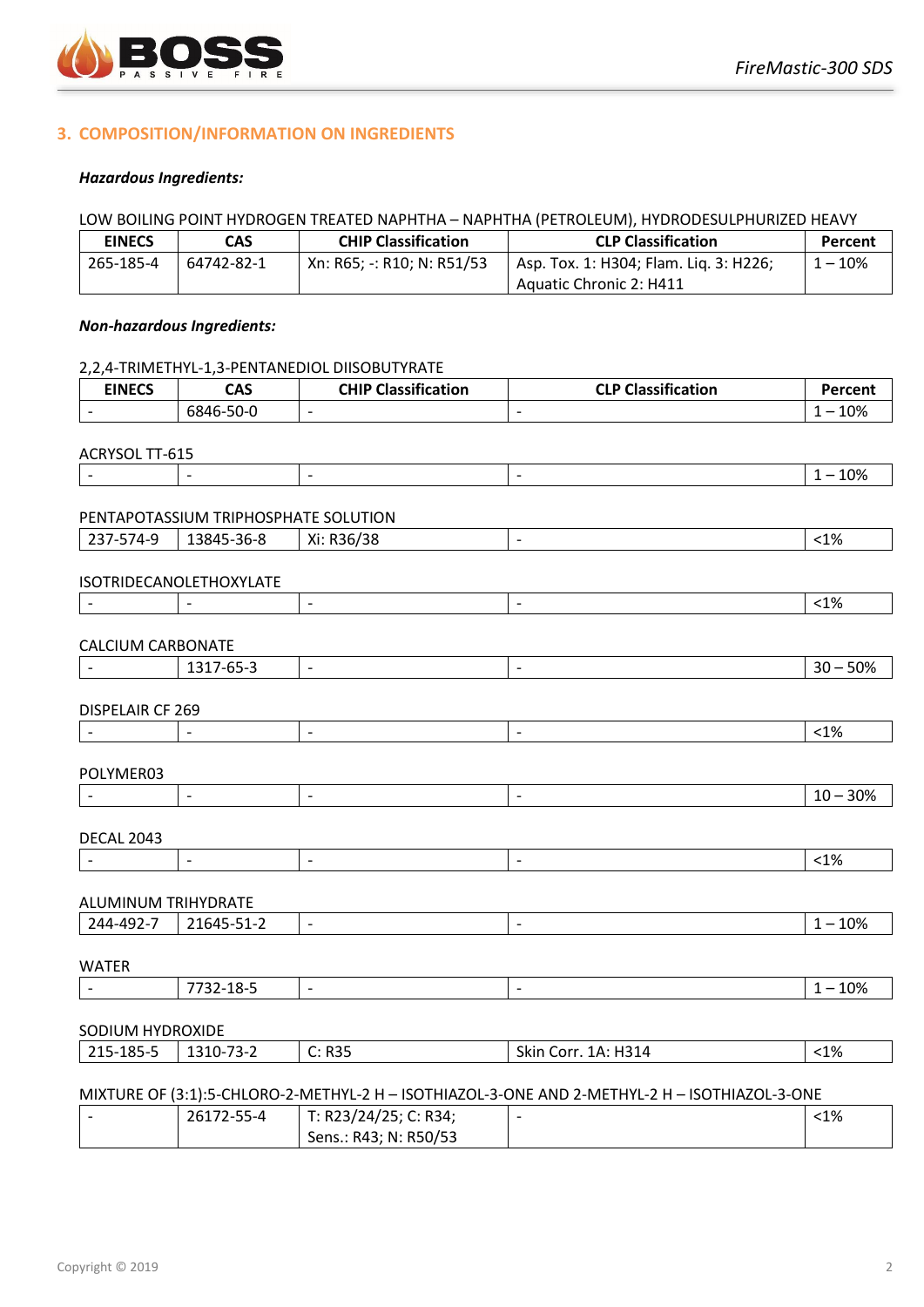## 3. COMPOSITION/INFORMATION ON INGREDIENTS

***Hazardous Ingredients:***

LOW BOILING POINT HYDROGEN TREATED NAPHTHA – NAPHTHA (PETROLEUM), HYDRODESULPHURIZED HEAVY

| EINECS | CAS | CHIP Classification | CLP Classification | Percent |
|---|---|---|---|---|
| 265-185-4 | 64742-82-1 | Xn: R65; -: R10; N: R51/53 | Asp. Tox. 1: H304; Flam. Liq. 3: H226; Aquatic Chronic 2: H411 | 1 – 10% |

***Non-hazardous Ingredients:***

2,2,4-TRIMETHYL-1,3-PENTANEDIOL DIISOBUTYRATE

| EINECS | CAS | CHIP Classification | CLP Classification | Percent |
|---|---|---|---|---|
| - | 6846-50-0 | - | - | 1 – 10% |

ACRYSOL TT-615

| EINECS | CAS | CHIP Classification | CLP Classification | Percent |
|---|---|---|---|---|
| - | - | - | - | 1 – 10% |

PENTAPOTASSIUM TRIPHOSPHATE SOLUTION

| EINECS | CAS | CHIP Classification | CLP Classification | Percent |
|---|---|---|---|---|
| 237-574-9 | 13845-36-8 | Xi: R36/38 | - | <1% |

ISOTRIDECANOLETHOXYLATE

| EINECS | CAS | CHIP Classification | CLP Classification | Percent |
|---|---|---|---|---|
| - | - | - | - | <1% |

CALCIUM CARBONATE

| EINECS | CAS | CHIP Classification | CLP Classification | Percent |
|---|---|---|---|---|
| - | 1317-65-3 | - | - | 30 – 50% |

DISPELAIR CF 269

| EINECS | CAS | CHIP Classification | CLP Classification | Percent |
|---|---|---|---|---|
| - | - | - | - | <1% |

POLYMER03

| EINECS | CAS | CHIP Classification | CLP Classification | Percent |
|---|---|---|---|---|
| - | - | - | - | 10 – 30% |

DECAL 2043

| EINECS | CAS | CHIP Classification | CLP Classification | Percent |
|---|---|---|---|---|
| - | - | - | - | <1% |

ALUMINUM TRIHYDRATE

| EINECS | CAS | CHIP Classification | CLP Classification | Percent |
|---|---|---|---|---|
| 244-492-7 | 21645-51-2 | - | - | 1 – 10% |

WATER

| EINECS | CAS | CHIP Classification | CLP Classification | Percent |
|---|---|---|---|---|
| - | 7732-18-5 | - | - | 1 – 10% |

SODIUM HYDROXIDE

| EINECS | CAS | CHIP Classification | CLP Classification | Percent |
|---|---|---|---|---|
| 215-185-5 | 1310-73-2 | C: R35 | Skin Corr. 1A: H314 | <1% |

MIXTURE OF (3:1):5-CHLORO-2-METHYL-2 H – ISOTHIAZOL-3-ONE AND 2-METHYL-2 H – ISOTHIAZOL-3-ONE

| EINECS | CAS | CHIP Classification | CLP Classification | Percent |
|---|---|---|---|---|
| - | 26172-55-4 | T: R23/24/25; C: R34; Sens.: R43; N: R50/53 | - | <1% |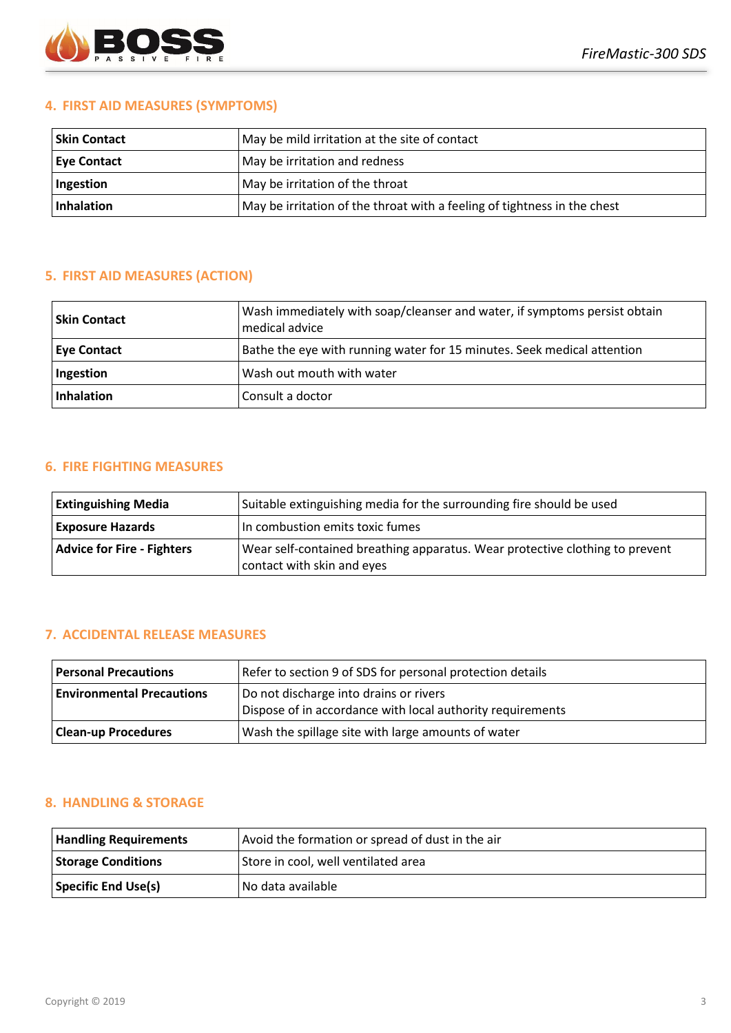## 4. FIRST AID MEASURES (SYMPTOMS)

| | |
|---|---|
| **Skin Contact** | May be mild irritation at the site of contact |
| **Eye Contact** | May be irritation and redness |
| **Ingestion** | May be irritation of the throat |
| **Inhalation** | May be irritation of the throat with a feeling of tightness in the chest |

## 5. FIRST AID MEASURES (ACTION)

| | |
|---|---|
| **Skin Contact** | Wash immediately with soap/cleanser and water, if symptoms persist obtain medical advice |
| **Eye Contact** | Bathe the eye with running water for 15 minutes. Seek medical attention |
| **Ingestion** | Wash out mouth with water |
| **Inhalation** | Consult a doctor |

## 6. FIRE FIGHTING MEASURES

| | |
|---|---|
| **Extinguishing Media** | Suitable extinguishing media for the surrounding fire should be used |
| **Exposure Hazards** | In combustion emits toxic fumes |
| **Advice for Fire - Fighters** | Wear self-contained breathing apparatus. Wear protective clothing to prevent contact with skin and eyes |

## 7. ACCIDENTAL RELEASE MEASURES

| | |
|---|---|
| **Personal Precautions** | Refer to section 9 of SDS for personal protection details |
| **Environmental Precautions** | Do not discharge into drains or rivers<br>Dispose of in accordance with local authority requirements |
| **Clean-up Procedures** | Wash the spillage site with large amounts of water |

## 8. HANDLING & STORAGE

| | |
|---|---|
| **Handling Requirements** | Avoid the formation or spread of dust in the air |
| **Storage Conditions** | Store in cool, well ventilated area |
| **Specific End Use(s)** | No data available |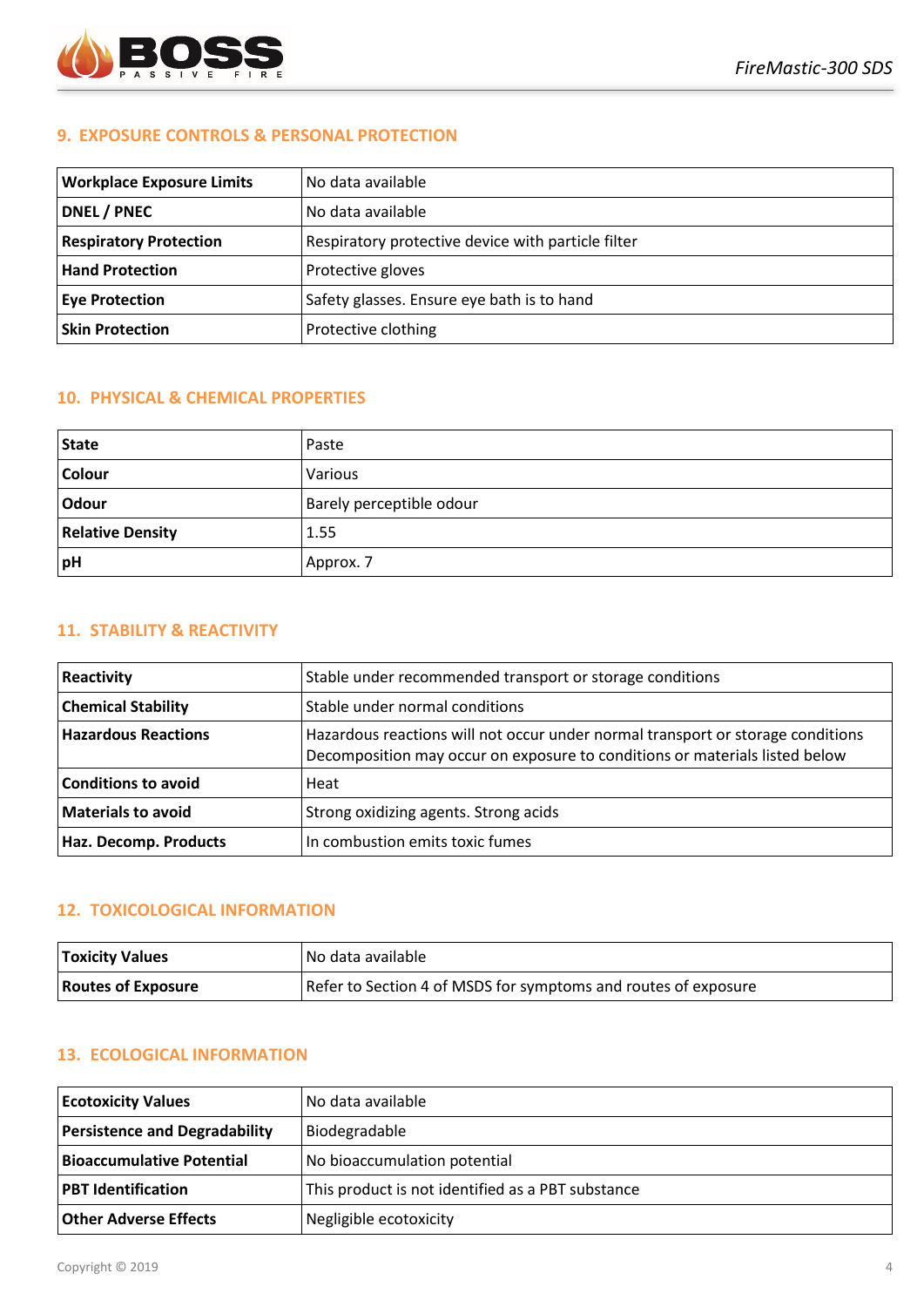## 9. EXPOSURE CONTROLS & PERSONAL PROTECTION

| | |
|---|---|
| **Workplace Exposure Limits** | No data available |
| **DNEL / PNEC** | No data available |
| **Respiratory Protection** | Respiratory protective device with particle filter |
| **Hand Protection** | Protective gloves |
| **Eye Protection** | Safety glasses. Ensure eye bath is to hand |
| **Skin Protection** | Protective clothing |

## 10. PHYSICAL & CHEMICAL PROPERTIES

| | |
|---|---|
| **State** | Paste |
| **Colour** | Various |
| **Odour** | Barely perceptible odour |
| **Relative Density** | 1.55 |
| **pH** | Approx. 7 |

## 11. STABILITY & REACTIVITY

| | |
|---|---|
| **Reactivity** | Stable under recommended transport or storage conditions |
| **Chemical Stability** | Stable under normal conditions |
| **Hazardous Reactions** | Hazardous reactions will not occur under normal transport or storage conditions Decomposition may occur on exposure to conditions or materials listed below |
| **Conditions to avoid** | Heat |
| **Materials to avoid** | Strong oxidizing agents. Strong acids |
| **Haz. Decomp. Products** | In combustion emits toxic fumes |

## 12. TOXICOLOGICAL INFORMATION

| | |
|---|---|
| **Toxicity Values** | No data available |
| **Routes of Exposure** | Refer to Section 4 of MSDS for symptoms and routes of exposure |

## 13. ECOLOGICAL INFORMATION

| | |
|---|---|
| **Ecotoxicity Values** | No data available |
| **Persistence and Degradability** | Biodegradable |
| **Bioaccumulative Potential** | No bioaccumulation potential |
| **PBT Identification** | This product is not identified as a PBT substance |
| **Other Adverse Effects** | Negligible ecotoxicity |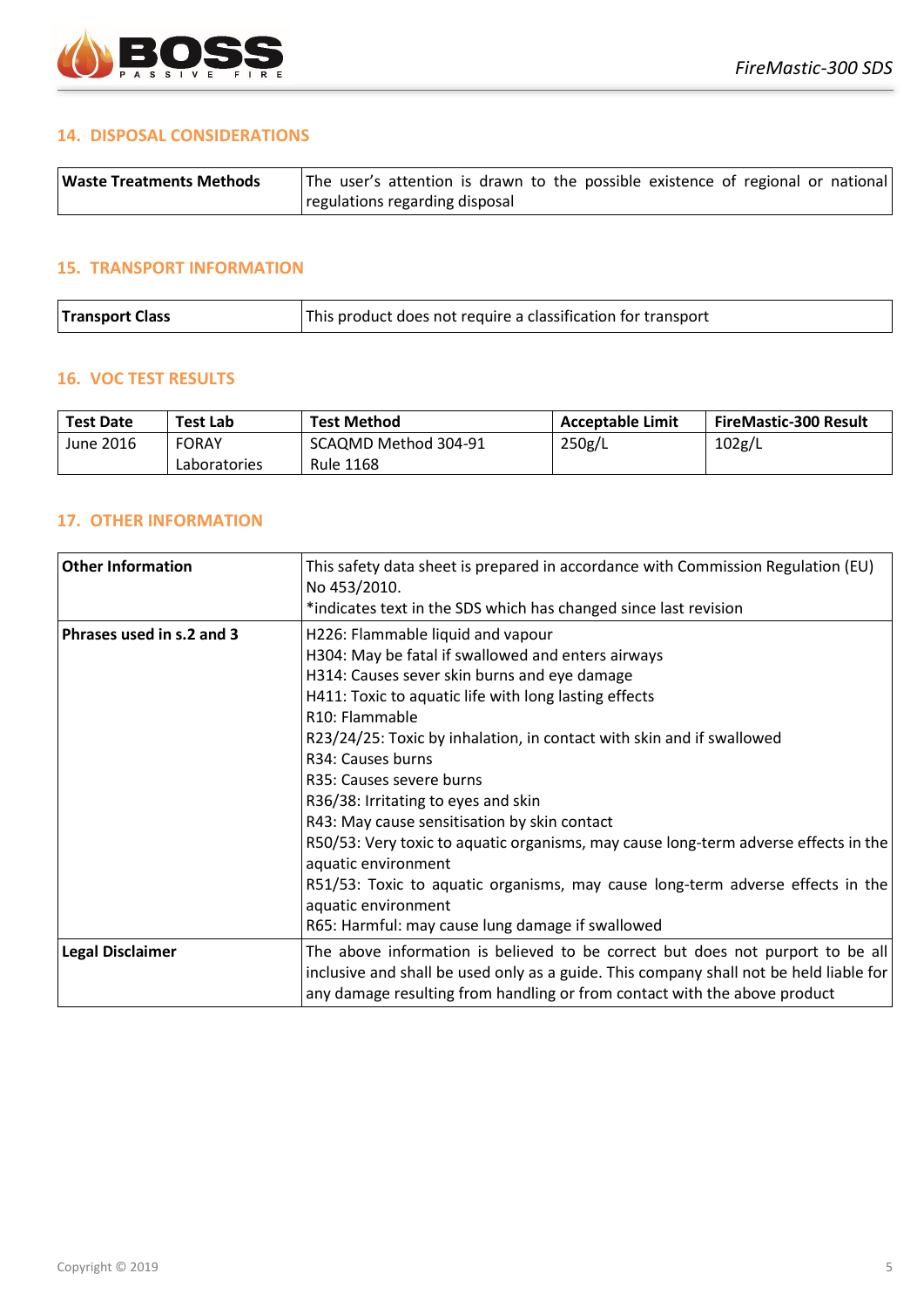## 14. DISPOSAL CONSIDERATIONS

| Waste Treatments Methods | The user's attention is drawn to the possible existence of regional or national regulations regarding disposal |
|---|---|

## 15. TRANSPORT INFORMATION

| Transport Class | This product does not require a classification for transport |
|---|---|

## 16. VOC TEST RESULTS

| Test Date | Test Lab | Test Method | Acceptable Limit | FireMastic-300 Result |
|---|---|---|---|---|
| June 2016 | FORAY Laboratories | SCAQMD Method 304-91 Rule 1168 | 250g/L | 102g/L |

## 17. OTHER INFORMATION

| Other Information | This safety data sheet is prepared in accordance with Commission Regulation (EU) No 453/2010.<br>*indicates text in the SDS which has changed since last revision |
|---|---|
| **Phrases used in s.2 and 3** | H226: Flammable liquid and vapour<br>H304: May be fatal if swallowed and enters airways<br>H314: Causes sever skin burns and eye damage<br>H411: Toxic to aquatic life with long lasting effects<br>R10: Flammable<br>R23/24/25: Toxic by inhalation, in contact with skin and if swallowed<br>R34: Causes burns<br>R35: Causes severe burns<br>R36/38: Irritating to eyes and skin<br>R43: May cause sensitisation by skin contact<br>R50/53: Very toxic to aquatic organisms, may cause long-term adverse effects in the aquatic environment<br>R51/53: Toxic to aquatic organisms, may cause long-term adverse effects in the aquatic environment<br>R65: Harmful: may cause lung damage if swallowed |
| **Legal Disclaimer** | The above information is believed to be correct but does not purport to be all inclusive and shall be used only as a guide. This company shall not be held liable for any damage resulting from handling or from contact with the above product |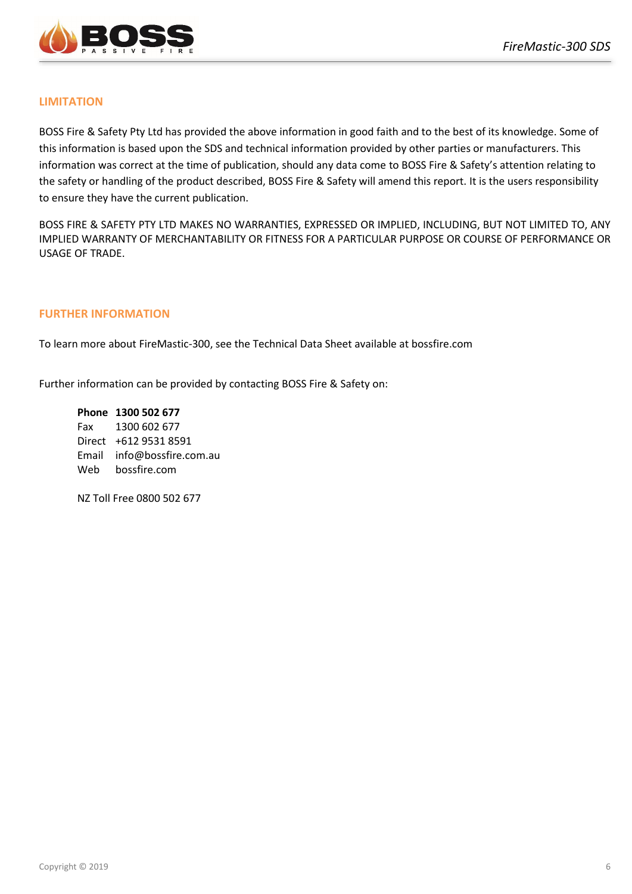## LIMITATION

BOSS Fire & Safety Pty Ltd has provided the above information in good faith and to the best of its knowledge. Some of this information is based upon the SDS and technical information provided by other parties or manufacturers. This information was correct at the time of publication, should any data come to BOSS Fire & Safety's attention relating to the safety or handling of the product described, BOSS Fire & Safety will amend this report. It is the users responsibility to ensure they have the current publication.

BOSS FIRE & SAFETY PTY LTD MAKES NO WARRANTIES, EXPRESSED OR IMPLIED, INCLUDING, BUT NOT LIMITED TO, ANY IMPLIED WARRANTY OF MERCHANTABILITY OR FITNESS FOR A PARTICULAR PURPOSE OR COURSE OF PERFORMANCE OR USAGE OF TRADE.

## FURTHER INFORMATION

To learn more about FireMastic-300, see the Technical Data Sheet available at bossfire.com

Further information can be provided by contacting BOSS Fire & Safety on:

**Phone 1300 502 677**
Fax 1300 602 677
Direct +612 9531 8591
Email info@bossfire.com.au
Web bossfire.com

NZ Toll Free 0800 502 677

Copyright © 2019